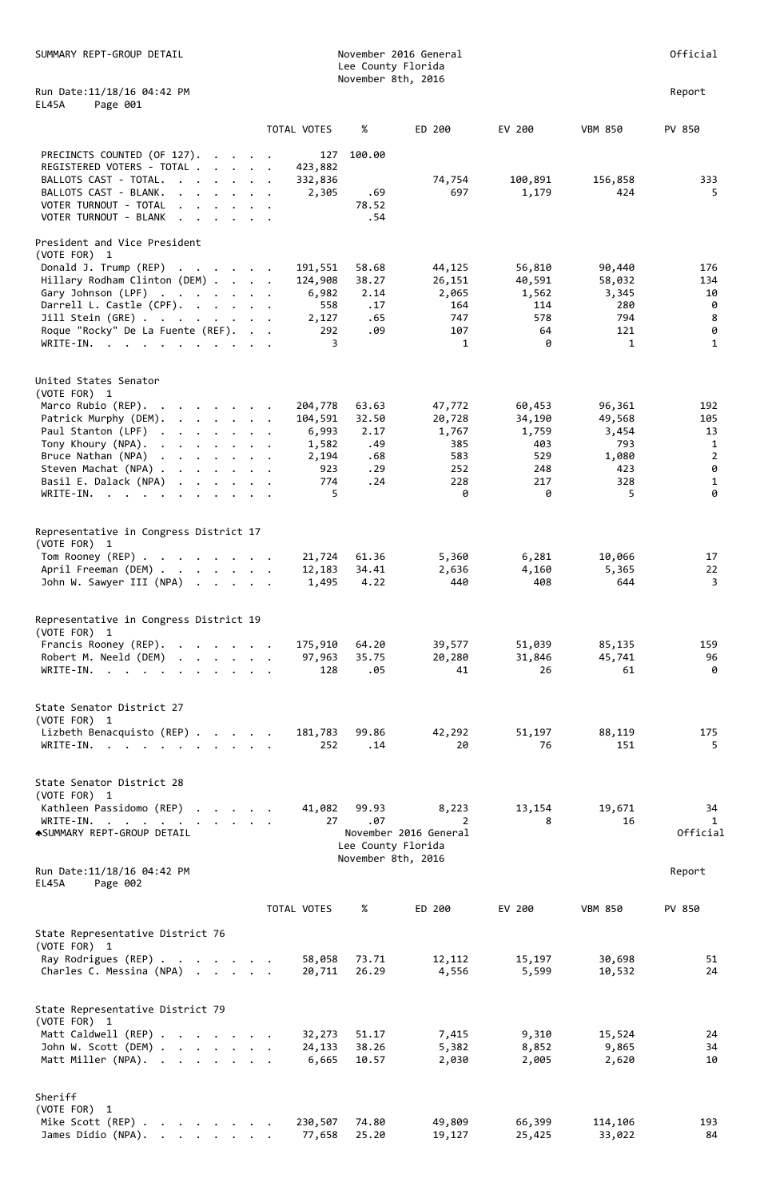SUMMARY REPT-GROUP DETAIL

November 2016 General
Lee County Florida
November 8th, 2016

Official Report

Run Date:11/18/16 04:42 PM
EL45A Page 001

| | TOTAL VOTES | % | ED 200 | EV 200 | VBM 850 | PV 850 |
|---|---|---|---|---|---|---|
| PRECINCTS COUNTED (OF 127) | 127 | 100.00 | | | | |
| REGISTERED VOTERS - TOTAL | 423,882 | | | | | |
| BALLOTS CAST - TOTAL | 332,836 | | 74,754 | 100,891 | 156,858 | 333 |
| BALLOTS CAST - BLANK | 2,305 | .69 | 697 | 1,179 | 424 | 5 |
| VOTER TURNOUT - TOTAL | | 78.52 | | | | |
| VOTER TURNOUT - BLANK | | .54 | | | | |

**President and Vice President**
(VOTE FOR) 1

| | TOTAL VOTES | % | ED 200 | EV 200 | VBM 850 | PV 850 |
|---|---|---|---|---|---|---|
| Donald J. Trump (REP) | 191,551 | 58.68 | 44,125 | 56,810 | 90,440 | 176 |
| Hillary Rodham Clinton (DEM) | 124,908 | 38.27 | 26,151 | 40,591 | 58,032 | 134 |
| Gary Johnson (LPF) | 6,982 | 2.14 | 2,065 | 1,562 | 3,345 | 10 |
| Darrell L. Castle (CPF) | 558 | .17 | 164 | 114 | 280 | 0 |
| Jill Stein (GRE) | 2,127 | .65 | 747 | 578 | 794 | 8 |
| Roque "Rocky" De La Fuente (REF) | 292 | .09 | 107 | 64 | 121 | 0 |
| WRITE-IN | 3 | | 1 | 0 | 1 | 1 |

**United States Senator**
(VOTE FOR) 1

| | TOTAL VOTES | % | ED 200 | EV 200 | VBM 850 | PV 850 |
|---|---|---|---|---|---|---|
| Marco Rubio (REP) | 204,778 | 63.63 | 47,772 | 60,453 | 96,361 | 192 |
| Patrick Murphy (DEM) | 104,591 | 32.50 | 20,728 | 34,190 | 49,568 | 105 |
| Paul Stanton (LPF) | 6,993 | 2.17 | 1,767 | 1,759 | 3,454 | 13 |
| Tony Khoury (NPA) | 1,582 | .49 | 385 | 403 | 793 | 1 |
| Bruce Nathan (NPA) | 2,194 | .68 | 583 | 529 | 1,080 | 2 |
| Steven Machat (NPA) | 923 | .29 | 252 | 248 | 423 | 0 |
| Basil E. Dalack (NPA) | 774 | .24 | 228 | 217 | 328 | 1 |
| WRITE-IN | 5 | | 0 | 0 | 5 | 0 |

**Representative in Congress District 17**
(VOTE FOR) 1

| | TOTAL VOTES | % | ED 200 | EV 200 | VBM 850 | PV 850 |
|---|---|---|---|---|---|---|
| Tom Rooney (REP) | 21,724 | 61.36 | 5,360 | 6,281 | 10,066 | 17 |
| April Freeman (DEM) | 12,183 | 34.41 | 2,636 | 4,160 | 5,365 | 22 |
| John W. Sawyer III (NPA) | 1,495 | 4.22 | 440 | 408 | 644 | 3 |

**Representative in Congress District 19**
(VOTE FOR) 1

| | TOTAL VOTES | % | ED 200 | EV 200 | VBM 850 | PV 850 |
|---|---|---|---|---|---|---|
| Francis Rooney (REP) | 175,910 | 64.20 | 39,577 | 51,039 | 85,135 | 159 |
| Robert M. Neeld (DEM) | 97,963 | 35.75 | 20,280 | 31,846 | 45,741 | 96 |
| WRITE-IN | 128 | .05 | 41 | 26 | 61 | 0 |

**State Senator District 27**
(VOTE FOR) 1

| | TOTAL VOTES | % | ED 200 | EV 200 | VBM 850 | PV 850 |
|---|---|---|---|---|---|---|
| Lizbeth Benacquisto (REP) | 181,783 | 99.86 | 42,292 | 51,197 | 88,119 | 175 |
| WRITE-IN | 252 | .14 | 20 | 76 | 151 | 5 |

**State Senator District 28**
(VOTE FOR) 1

| | TOTAL VOTES | % | ED 200 | EV 200 | VBM 850 | PV 850 |
|---|---|---|---|---|---|---|
| Kathleen Passidomo (REP) | 41,082 | 99.93 | 8,223 | 13,154 | 19,671 | 34 |
| WRITE-IN | 27 | .07 | 2 | 8 | 16 | 1 |

Run Date:11/18/16 04:42 PM
EL45A Page 002

**State Representative District 76**
(VOTE FOR) 1

| | TOTAL VOTES | % | ED 200 | EV 200 | VBM 850 | PV 850 |
|---|---|---|---|---|---|---|
| Ray Rodrigues (REP) | 58,058 | 73.71 | 12,112 | 15,197 | 30,698 | 51 |
| Charles C. Messina (NPA) | 20,711 | 26.29 | 4,556 | 5,599 | 10,532 | 24 |

**State Representative District 79**
(VOTE FOR) 1

| | TOTAL VOTES | % | ED 200 | EV 200 | VBM 850 | PV 850 |
|---|---|---|---|---|---|---|
| Matt Caldwell (REP) | 32,273 | 51.17 | 7,415 | 9,310 | 15,524 | 24 |
| John W. Scott (DEM) | 24,133 | 38.26 | 5,382 | 8,852 | 9,865 | 34 |
| Matt Miller (NPA) | 6,665 | 10.57 | 2,030 | 2,005 | 2,620 | 10 |

**Sheriff**
(VOTE FOR) 1

| | TOTAL VOTES | % | ED 200 | EV 200 | VBM 850 | PV 850 |
|---|---|---|---|---|---|---|
| Mike Scott (REP) | 230,507 | 74.80 | 49,809 | 66,399 | 114,106 | 193 |
| James Didio (NPA) | 77,658 | 25.20 | 19,127 | 25,425 | 33,022 | 84 |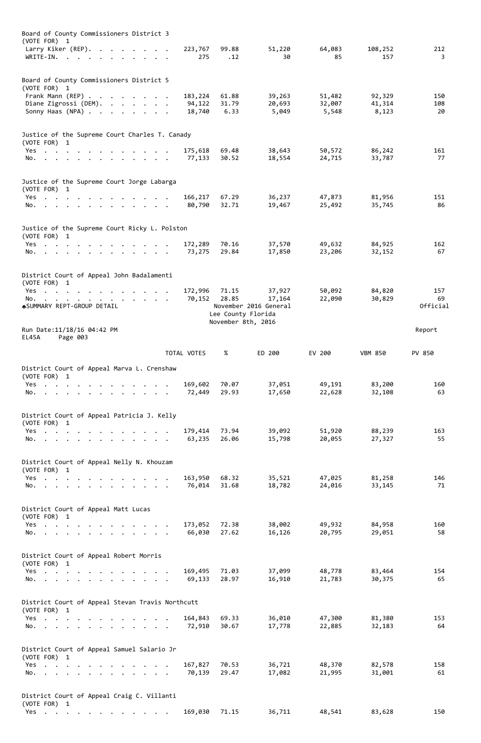Board of County Commissioners District 3
(VOTE FOR) 1

| | TOTAL VOTES | % | ED 200 | EV 200 | VBM 850 | PV 850 |
|---|---|---|---|---|---|---|
| Larry Kiker (REP) | 223,767 | 99.88 | 51,220 | 64,083 | 108,252 | 212 |
| WRITE-IN. | 275 | .12 | 30 | 85 | 157 | 3 |

Board of County Commissioners District 5
(VOTE FOR) 1

| | TOTAL VOTES | % | ED 200 | EV 200 | VBM 850 | PV 850 |
|---|---|---|---|---|---|---|
| Frank Mann (REP) | 183,224 | 61.88 | 39,263 | 51,482 | 92,329 | 150 |
| Diane Zigrossi (DEM). | 94,122 | 31.79 | 20,693 | 32,007 | 41,314 | 108 |
| Sonny Haas (NPA) | 18,740 | 6.33 | 5,049 | 5,548 | 8,123 | 20 |

Justice of the Supreme Court Charles T. Canady
(VOTE FOR) 1

| | TOTAL VOTES | % | ED 200 | EV 200 | VBM 850 | PV 850 |
|---|---|---|---|---|---|---|
| Yes | 175,618 | 69.48 | 38,643 | 50,572 | 86,242 | 161 |
| No. | 77,133 | 30.52 | 18,554 | 24,715 | 33,787 | 77 |

Justice of the Supreme Court Jorge Labarga
(VOTE FOR) 1

| | TOTAL VOTES | % | ED 200 | EV 200 | VBM 850 | PV 850 |
|---|---|---|---|---|---|---|
| Yes | 166,217 | 67.29 | 36,237 | 47,873 | 81,956 | 151 |
| No. | 80,790 | 32.71 | 19,467 | 25,492 | 35,745 | 86 |

Justice of the Supreme Court Ricky L. Polston
(VOTE FOR) 1

| | TOTAL VOTES | % | ED 200 | EV 200 | VBM 850 | PV 850 |
|---|---|---|---|---|---|---|
| Yes | 172,289 | 70.16 | 37,570 | 49,632 | 84,925 | 162 |
| No. | 73,275 | 29.84 | 17,850 | 23,206 | 32,152 | 67 |

District Court of Appeal John Badalamenti
(VOTE FOR) 1

| | TOTAL VOTES | % | ED 200 | EV 200 | VBM 850 | PV 850 |
|---|---|---|---|---|---|---|
| Yes | 172,996 | 71.15 | 37,927 | 50,092 | 84,820 | 157 |
| No. | 70,152 | 28.85 | 17,164 | 22,090 | 30,829 | 69 |

SUMMARY REPT-GROUP DETAIL
November 2016 General
Lee County Florida
November 8th, 2016
Official Report

Run Date:11/18/16 04:42 PM
EL45A Page 003

District Court of Appeal Marva L. Crenshaw
(VOTE FOR) 1

| | TOTAL VOTES | % | ED 200 | EV 200 | VBM 850 | PV 850 |
|---|---|---|---|---|---|---|
| Yes | 169,602 | 70.07 | 37,051 | 49,191 | 83,200 | 160 |
| No. | 72,449 | 29.93 | 17,650 | 22,628 | 32,108 | 63 |

District Court of Appeal Patricia J. Kelly
(VOTE FOR) 1

| | TOTAL VOTES | % | ED 200 | EV 200 | VBM 850 | PV 850 |
|---|---|---|---|---|---|---|
| Yes | 179,414 | 73.94 | 39,092 | 51,920 | 88,239 | 163 |
| No. | 63,235 | 26.06 | 15,798 | 20,055 | 27,327 | 55 |

District Court of Appeal Nelly N. Khouzam
(VOTE FOR) 1

| | TOTAL VOTES | % | ED 200 | EV 200 | VBM 850 | PV 850 |
|---|---|---|---|---|---|---|
| Yes | 163,950 | 68.32 | 35,521 | 47,025 | 81,258 | 146 |
| No. | 76,014 | 31.68 | 18,782 | 24,016 | 33,145 | 71 |

District Court of Appeal Matt Lucas
(VOTE FOR) 1

| | TOTAL VOTES | % | ED 200 | EV 200 | VBM 850 | PV 850 |
|---|---|---|---|---|---|---|
| Yes | 173,052 | 72.38 | 38,002 | 49,932 | 84,958 | 160 |
| No. | 66,030 | 27.62 | 16,126 | 20,795 | 29,051 | 58 |

District Court of Appeal Robert Morris
(VOTE FOR) 1

| | TOTAL VOTES | % | ED 200 | EV 200 | VBM 850 | PV 850 |
|---|---|---|---|---|---|---|
| Yes | 169,495 | 71.03 | 37,099 | 48,778 | 83,464 | 154 |
| No. | 69,133 | 28.97 | 16,910 | 21,783 | 30,375 | 65 |

District Court of Appeal Stevan Travis Northcutt
(VOTE FOR) 1

| | TOTAL VOTES | % | ED 200 | EV 200 | VBM 850 | PV 850 |
|---|---|---|---|---|---|---|
| Yes | 164,843 | 69.33 | 36,010 | 47,300 | 81,380 | 153 |
| No. | 72,910 | 30.67 | 17,778 | 22,885 | 32,183 | 64 |

District Court of Appeal Samuel Salario Jr
(VOTE FOR) 1

| | TOTAL VOTES | % | ED 200 | EV 200 | VBM 850 | PV 850 |
|---|---|---|---|---|---|---|
| Yes | 167,827 | 70.53 | 36,721 | 48,370 | 82,578 | 158 |
| No. | 70,139 | 29.47 | 17,082 | 21,995 | 31,001 | 61 |

District Court of Appeal Craig C. Villanti
(VOTE FOR) 1

| | TOTAL VOTES | % | ED 200 | EV 200 | VBM 850 | PV 850 |
|---|---|---|---|---|---|---|
| Yes | 169,030 | 71.15 | 36,711 | 48,541 | 83,628 | 150 |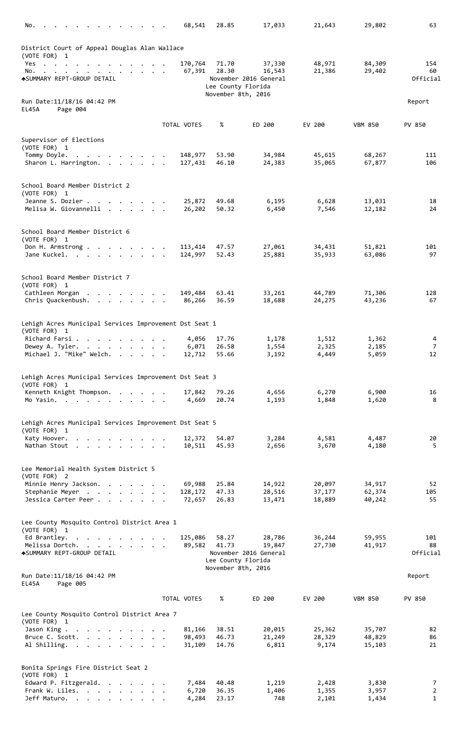| | TOTAL VOTES | % | ED 200 | EV 200 | VBM 850 | PV 850 |
|---|---|---|---|---|---|---|
| No. | 68,541 | 28.85 | 17,033 | 21,643 | 29,802 | 63 |

**District Court of Appeal Douglas Alan Wallace**
(VOTE FOR) 1

| | TOTAL VOTES | % | ED 200 | EV 200 | VBM 850 | PV 850 |
|---|---|---|---|---|---|---|
| Yes | 170,764 | 71.70 | 37,330 | 48,971 | 84,309 | 154 |
| No. | 67,391 | 28.30 | 16,543 | 21,386 | 29,402 | 60 |

SUMMARY REPT-GROUP DETAIL
November 2016 General
Lee County Florida
November 8th, 2016
Official Report

Run Date:11/18/16 04:42 PM
EL45A Page 004

**Supervisor of Elections**
(VOTE FOR) 1

| | TOTAL VOTES | % | ED 200 | EV 200 | VBM 850 | PV 850 |
|---|---|---|---|---|---|---|
| Tommy Doyle. | 148,977 | 53.90 | 34,984 | 45,615 | 68,267 | 111 |
| Sharon L. Harrington. | 127,431 | 46.10 | 24,383 | 35,065 | 67,877 | 106 |

**School Board Member District 2**
(VOTE FOR) 1

| | TOTAL VOTES | % | ED 200 | EV 200 | VBM 850 | PV 850 |
|---|---|---|---|---|---|---|
| Jeanne S. Dozier | 25,872 | 49.68 | 6,195 | 6,628 | 13,031 | 18 |
| Melisa W. Giovannelli | 26,202 | 50.32 | 6,450 | 7,546 | 12,182 | 24 |

**School Board Member District 6**
(VOTE FOR) 1

| | TOTAL VOTES | % | ED 200 | EV 200 | VBM 850 | PV 850 |
|---|---|---|---|---|---|---|
| Don H. Armstrong | 113,414 | 47.57 | 27,061 | 34,431 | 51,821 | 101 |
| Jane Kuckel. | 124,997 | 52.43 | 25,881 | 35,933 | 63,086 | 97 |

**School Board Member District 7**
(VOTE FOR) 1

| | TOTAL VOTES | % | ED 200 | EV 200 | VBM 850 | PV 850 |
|---|---|---|---|---|---|---|
| Cathleen Morgan | 149,484 | 63.41 | 33,261 | 44,789 | 71,306 | 128 |
| Chris Quackenbush. | 86,266 | 36.59 | 18,688 | 24,275 | 43,236 | 67 |

**Lehigh Acres Municipal Services Improvement Dst Seat 1**
(VOTE FOR) 1

| | TOTAL VOTES | % | ED 200 | EV 200 | VBM 850 | PV 850 |
|---|---|---|---|---|---|---|
| Richard Farsi | 4,056 | 17.76 | 1,178 | 1,512 | 1,362 | 4 |
| Dewey A. Tyler. | 6,071 | 26.58 | 1,554 | 2,325 | 2,185 | 7 |
| Michael J. "Mike" Welch. | 12,712 | 55.66 | 3,192 | 4,449 | 5,059 | 12 |

**Lehigh Acres Municipal Services Improvement Dst Seat 3**
(VOTE FOR) 1

| | TOTAL VOTES | % | ED 200 | EV 200 | VBM 850 | PV 850 |
|---|---|---|---|---|---|---|
| Kenneth Knight Thompson. | 17,842 | 79.26 | 4,656 | 6,270 | 6,900 | 16 |
| Mo Yasin. | 4,669 | 20.74 | 1,193 | 1,848 | 1,620 | 8 |

**Lehigh Acres Municipal Services Improvement Dst Seat 5**
(VOTE FOR) 1

| | TOTAL VOTES | % | ED 200 | EV 200 | VBM 850 | PV 850 |
|---|---|---|---|---|---|---|
| Katy Hoover. | 12,372 | 54.07 | 3,284 | 4,581 | 4,487 | 20 |
| Nathan Stout | 10,511 | 45.93 | 2,656 | 3,670 | 4,180 | 5 |

**Lee Memorial Health System District 5**
(VOTE FOR) 2

| | TOTAL VOTES | % | ED 200 | EV 200 | VBM 850 | PV 850 |
|---|---|---|---|---|---|---|
| Minnie Henry Jackson. | 69,988 | 25.84 | 14,922 | 20,097 | 34,917 | 52 |
| Stephanie Meyer | 128,172 | 47.33 | 28,516 | 37,177 | 62,374 | 105 |
| Jessica Carter Peer | 72,657 | 26.83 | 13,471 | 18,889 | 40,242 | 55 |

**Lee County Mosquito Control District Area 1**
(VOTE FOR) 1

| | TOTAL VOTES | % | ED 200 | EV 200 | VBM 850 | PV 850 |
|---|---|---|---|---|---|---|
| Ed Brantley. | 125,086 | 58.27 | 28,786 | 36,244 | 59,955 | 101 |
| Melissa Dortch. | 89,582 | 41.73 | 19,847 | 27,730 | 41,917 | 88 |

SUMMARY REPT-GROUP DETAIL
November 2016 General
Lee County Florida
November 8th, 2016
Official Report

Run Date:11/18/16 04:42 PM
EL45A Page 005

**Lee County Mosquito Control District Area 7**
(VOTE FOR) 1

| | TOTAL VOTES | % | ED 200 | EV 200 | VBM 850 | PV 850 |
|---|---|---|---|---|---|---|
| Jason King | 81,166 | 38.51 | 20,015 | 25,362 | 35,707 | 82 |
| Bruce C. Scott. | 98,493 | 46.73 | 21,249 | 28,329 | 48,829 | 86 |
| Al Shilling. | 31,109 | 14.76 | 6,811 | 9,174 | 15,103 | 21 |

**Bonita Springs Fire District Seat 2**
(VOTE FOR) 1

| | TOTAL VOTES | % | ED 200 | EV 200 | VBM 850 | PV 850 |
|---|---|---|---|---|---|---|
| Edward P. Fitzgerald. | 7,484 | 40.48 | 1,219 | 2,428 | 3,830 | 7 |
| Frank W. Liles. | 6,720 | 36.35 | 1,406 | 1,355 | 3,957 | 2 |
| Jeff Maturo. | 4,284 | 23.17 | 748 | 2,101 | 1,434 | 1 |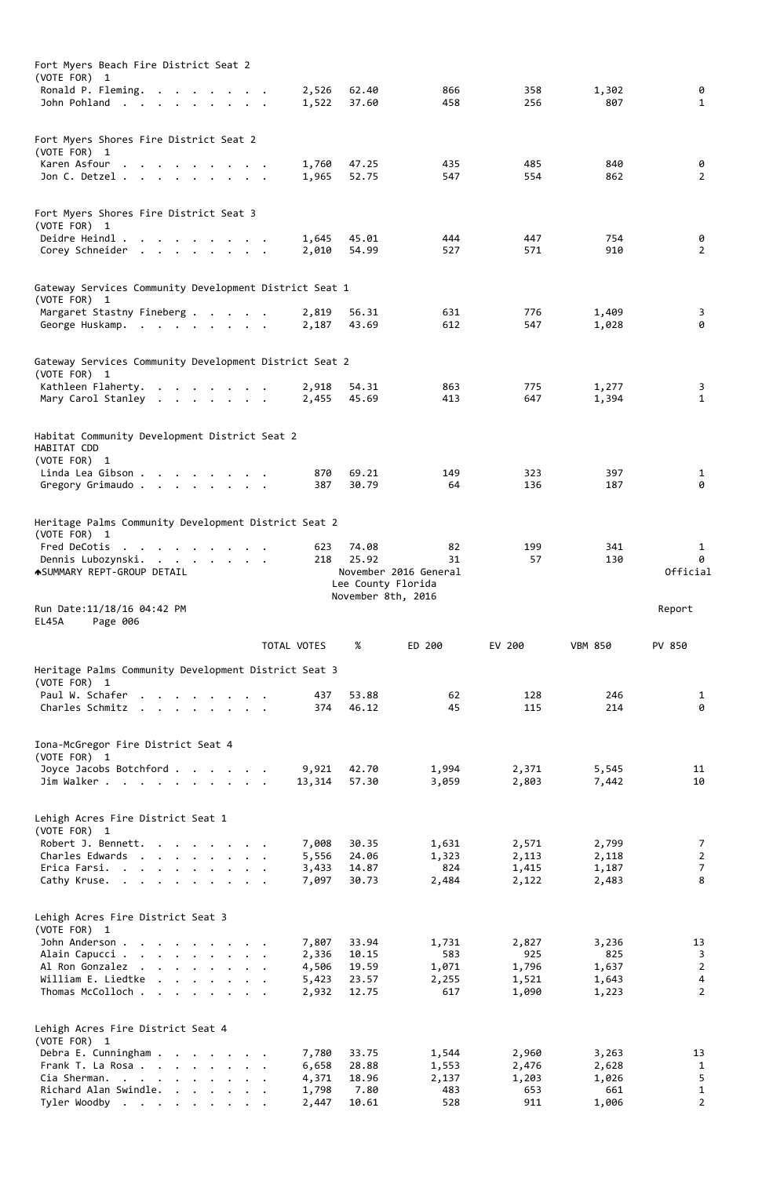## Fort Myers Beach Fire District Seat 2

(VOTE FOR) 1

| | TOTAL VOTES | % | ED 200 | EV 200 | VBM 850 | PV 850 |
|---|---|---|---|---|---|---|
| Ronald P. Fleming | 2,526 | 62.40 | 866 | 358 | 1,302 | 0 |
| John Pohland | 1,522 | 37.60 | 458 | 256 | 807 | 1 |

## Fort Myers Shores Fire District Seat 2

(VOTE FOR) 1

| | TOTAL VOTES | % | ED 200 | EV 200 | VBM 850 | PV 850 |
|---|---|---|---|---|---|---|
| Karen Asfour | 1,760 | 47.25 | 435 | 485 | 840 | 0 |
| Jon C. Detzel | 1,965 | 52.75 | 547 | 554 | 862 | 2 |

## Fort Myers Shores Fire District Seat 3

(VOTE FOR) 1

| | TOTAL VOTES | % | ED 200 | EV 200 | VBM 850 | PV 850 |
|---|---|---|---|---|---|---|
| Deidre Heindl | 1,645 | 45.01 | 444 | 447 | 754 | 0 |
| Corey Schneider | 2,010 | 54.99 | 527 | 571 | 910 | 2 |

## Gateway Services Community Development District Seat 1

(VOTE FOR) 1

| | TOTAL VOTES | % | ED 200 | EV 200 | VBM 850 | PV 850 |
|---|---|---|---|---|---|---|
| Margaret Stastny Fineberg | 2,819 | 56.31 | 631 | 776 | 1,409 | 3 |
| George Huskamp | 2,187 | 43.69 | 612 | 547 | 1,028 | 0 |

## Gateway Services Community Development District Seat 2

(VOTE FOR) 1

| | TOTAL VOTES | % | ED 200 | EV 200 | VBM 850 | PV 850 |
|---|---|---|---|---|---|---|
| Kathleen Flaherty | 2,918 | 54.31 | 863 | 775 | 1,277 | 3 |
| Mary Carol Stanley | 2,455 | 45.69 | 413 | 647 | 1,394 | 1 |

## Habitat Community Development District Seat 2

HABITAT CDD

(VOTE FOR) 1

| | TOTAL VOTES | % | ED 200 | EV 200 | VBM 850 | PV 850 |
|---|---|---|---|---|---|---|
| Linda Lea Gibson | 870 | 69.21 | 149 | 323 | 397 | 1 |
| Gregory Grimaudo | 387 | 30.79 | 64 | 136 | 187 | 0 |

## Heritage Palms Community Development District Seat 2

(VOTE FOR) 1

| | TOTAL VOTES | % | ED 200 | EV 200 | VBM 850 | PV 850 |
|---|---|---|---|---|---|---|
| Fred DeCotis | 623 | 74.08 | 82 | 199 | 341 | 1 |
| Dennis Lubozynski | 218 | 25.92 | 31 | 57 | 130 | 0 |

SUMMARY REPT-GROUP DETAIL — November 2016 General, Lee County Florida, November 8th, 2016 — Official Report

Run Date:11/18/16 04:42 PM

EL45A Page 006

## Heritage Palms Community Development District Seat 3

(VOTE FOR) 1

| | TOTAL VOTES | % | ED 200 | EV 200 | VBM 850 | PV 850 |
|---|---|---|---|---|---|---|
| Paul W. Schafer | 437 | 53.88 | 62 | 128 | 246 | 1 |
| Charles Schmitz | 374 | 46.12 | 45 | 115 | 214 | 0 |

## Iona-McGregor Fire District Seat 4

(VOTE FOR) 1

| | TOTAL VOTES | % | ED 200 | EV 200 | VBM 850 | PV 850 |
|---|---|---|---|---|---|---|
| Joyce Jacobs Botchford | 9,921 | 42.70 | 1,994 | 2,371 | 5,545 | 11 |
| Jim Walker | 13,314 | 57.30 | 3,059 | 2,803 | 7,442 | 10 |

## Lehigh Acres Fire District Seat 1

(VOTE FOR) 1

| | TOTAL VOTES | % | ED 200 | EV 200 | VBM 850 | PV 850 |
|---|---|---|---|---|---|---|
| Robert J. Bennett | 7,008 | 30.35 | 1,631 | 2,571 | 2,799 | 7 |
| Charles Edwards | 5,556 | 24.06 | 1,323 | 2,113 | 2,118 | 2 |
| Erica Farsi | 3,433 | 14.87 | 824 | 1,415 | 1,187 | 7 |
| Cathy Kruse | 7,097 | 30.73 | 2,484 | 2,122 | 2,483 | 8 |

## Lehigh Acres Fire District Seat 3

(VOTE FOR) 1

| | TOTAL VOTES | % | ED 200 | EV 200 | VBM 850 | PV 850 |
|---|---|---|---|---|---|---|
| John Anderson | 7,807 | 33.94 | 1,731 | 2,827 | 3,236 | 13 |
| Alain Capucci | 2,336 | 10.15 | 583 | 925 | 825 | 3 |
| Al Ron Gonzalez | 4,506 | 19.59 | 1,071 | 1,796 | 1,637 | 2 |
| William E. Liedtke | 5,423 | 23.57 | 2,255 | 1,521 | 1,643 | 4 |
| Thomas McColloch | 2,932 | 12.75 | 617 | 1,090 | 1,223 | 2 |

## Lehigh Acres Fire District Seat 4

(VOTE FOR) 1

| | TOTAL VOTES | % | ED 200 | EV 200 | VBM 850 | PV 850 |
|---|---|---|---|---|---|---|
| Debra E. Cunningham | 7,780 | 33.75 | 1,544 | 2,960 | 3,263 | 13 |
| Frank T. La Rosa | 6,658 | 28.88 | 1,553 | 2,476 | 2,628 | 1 |
| Cia Sherman | 4,371 | 18.96 | 2,137 | 1,203 | 1,026 | 5 |
| Richard Alan Swindle | 1,798 | 7.80 | 483 | 653 | 661 | 1 |
| Tyler Woodby | 2,447 | 10.61 | 528 | 911 | 1,006 | 2 |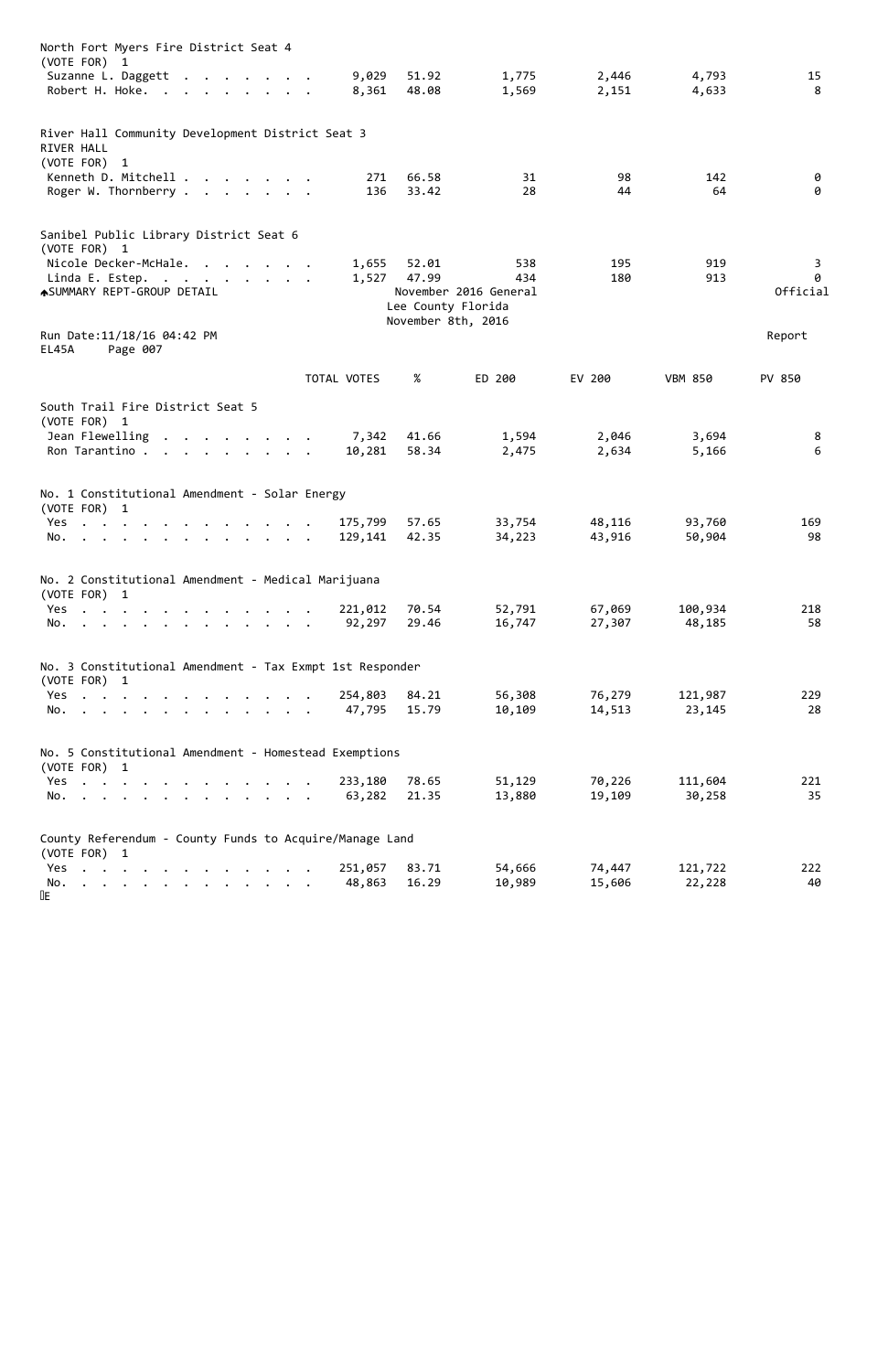North Fort Myers Fire District Seat 4
(VOTE FOR) 1

| | | | | | | |
|---|---|---|---|---|---|---|
| Suzanne L. Daggett | 9,029 | 51.92 | 1,775 | 2,446 | 4,793 | 15 |
| Robert H. Hoke. | 8,361 | 48.08 | 1,569 | 2,151 | 4,633 | 8 |

River Hall Community Development District Seat 3
RIVER HALL
(VOTE FOR) 1

| | | | | | | |
|---|---|---|---|---|---|---|
| Kenneth D. Mitchell | 271 | 66.58 | 31 | 98 | 142 | 0 |
| Roger W. Thornberry | 136 | 33.42 | 28 | 44 | 64 | 0 |

Sanibel Public Library District Seat 6
(VOTE FOR) 1

| | | | | | | |
|---|---|---|---|---|---|---|
| Nicole Decker-McHale. | 1,655 | 52.01 | 538 | 195 | 919 | 3 |
| Linda E. Estep. | 1,527 | 47.99 | 434 | 180 | 913 | 0 |

SUMMARY REPT-GROUP DETAIL

November 2016 General
Lee County Florida
November 8th, 2016

Official Report

Run Date:11/18/16 04:42 PM
EL45A Page 007

South Trail Fire District Seat 5
(VOTE FOR) 1

| | TOTAL VOTES | % | ED 200 | EV 200 | VBM 850 | PV 850 |
|---|---|---|---|---|---|---|
| Jean Flewelling | 7,342 | 41.66 | 1,594 | 2,046 | 3,694 | 8 |
| Ron Tarantino | 10,281 | 58.34 | 2,475 | 2,634 | 5,166 | 6 |

No. 1 Constitutional Amendment - Solar Energy
(VOTE FOR) 1

| | TOTAL VOTES | % | ED 200 | EV 200 | VBM 850 | PV 850 |
|---|---|---|---|---|---|---|
| Yes | 175,799 | 57.65 | 33,754 | 48,116 | 93,760 | 169 |
| No. | 129,141 | 42.35 | 34,223 | 43,916 | 50,904 | 98 |

No. 2 Constitutional Amendment - Medical Marijuana
(VOTE FOR) 1

| | TOTAL VOTES | % | ED 200 | EV 200 | VBM 850 | PV 850 |
|---|---|---|---|---|---|---|
| Yes | 221,012 | 70.54 | 52,791 | 67,069 | 100,934 | 218 |
| No. | 92,297 | 29.46 | 16,747 | 27,307 | 48,185 | 58 |

No. 3 Constitutional Amendment - Tax Exmpt 1st Responder
(VOTE FOR) 1

| | TOTAL VOTES | % | ED 200 | EV 200 | VBM 850 | PV 850 |
|---|---|---|---|---|---|---|
| Yes | 254,803 | 84.21 | 56,308 | 76,279 | 121,987 | 229 |
| No. | 47,795 | 15.79 | 10,109 | 14,513 | 23,145 | 28 |

No. 5 Constitutional Amendment - Homestead Exemptions
(VOTE FOR) 1

| | TOTAL VOTES | % | ED 200 | EV 200 | VBM 850 | PV 850 |
|---|---|---|---|---|---|---|
| Yes | 233,180 | 78.65 | 51,129 | 70,226 | 111,604 | 221 |
| No. | 63,282 | 21.35 | 13,880 | 19,109 | 30,258 | 35 |

County Referendum - County Funds to Acquire/Manage Land
(VOTE FOR) 1

| | TOTAL VOTES | % | ED 200 | EV 200 | VBM 850 | PV 850 |
|---|---|---|---|---|---|---|
| Yes | 251,057 | 83.71 | 54,666 | 74,447 | 121,722 | 222 |
| No. | 48,863 | 16.29 | 10,989 | 15,606 | 22,228 | 40 |